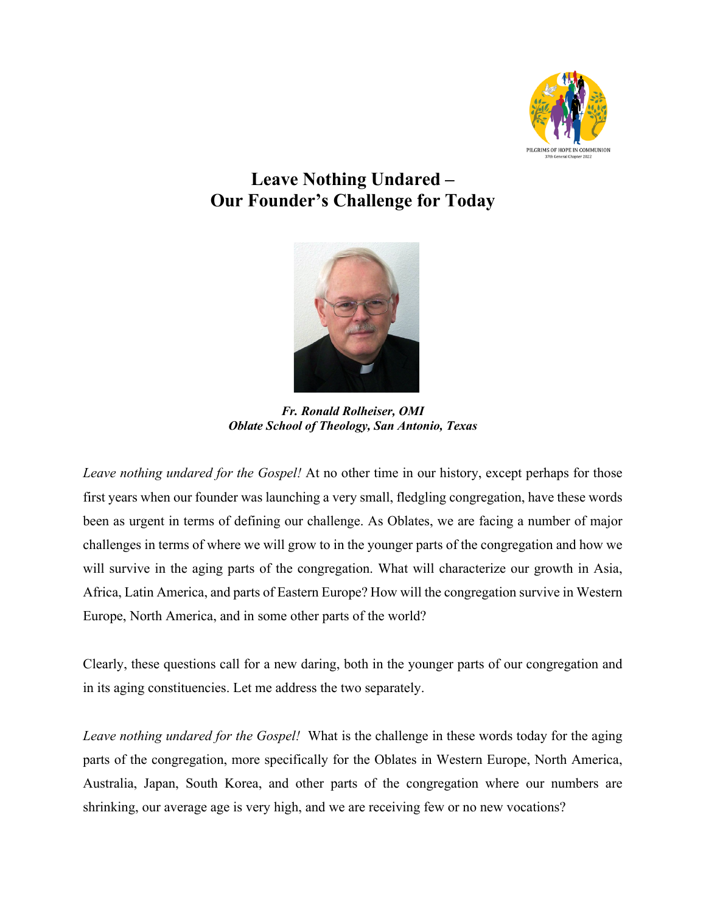PILGRIMS OF HOPE IN COMMUNION
37th General Chapter 2022

# Leave Nothing Undared –
# Our Founder's Challenge for Today

***Fr. Ronald Rolheiser, OMI***
***Oblate School of Theology, San Antonio, Texas***

*Leave nothing undared for the Gospel!* At no other time in our history, except perhaps for those first years when our founder was launching a very small, fledgling congregation, have these words been as urgent in terms of defining our challenge. As Oblates, we are facing a number of major challenges in terms of where we will grow to in the younger parts of the congregation and how we will survive in the aging parts of the congregation. What will characterize our growth in Asia, Africa, Latin America, and parts of Eastern Europe? How will the congregation survive in Western Europe, North America, and in some other parts of the world?

Clearly, these questions call for a new daring, both in the younger parts of our congregation and in its aging constituencies. Let me address the two separately.

*Leave nothing undared for the Gospel!* What is the challenge in these words today for the aging parts of the congregation, more specifically for the Oblates in Western Europe, North America, Australia, Japan, South Korea, and other parts of the congregation where our numbers are shrinking, our average age is very high, and we are receiving few or no new vocations?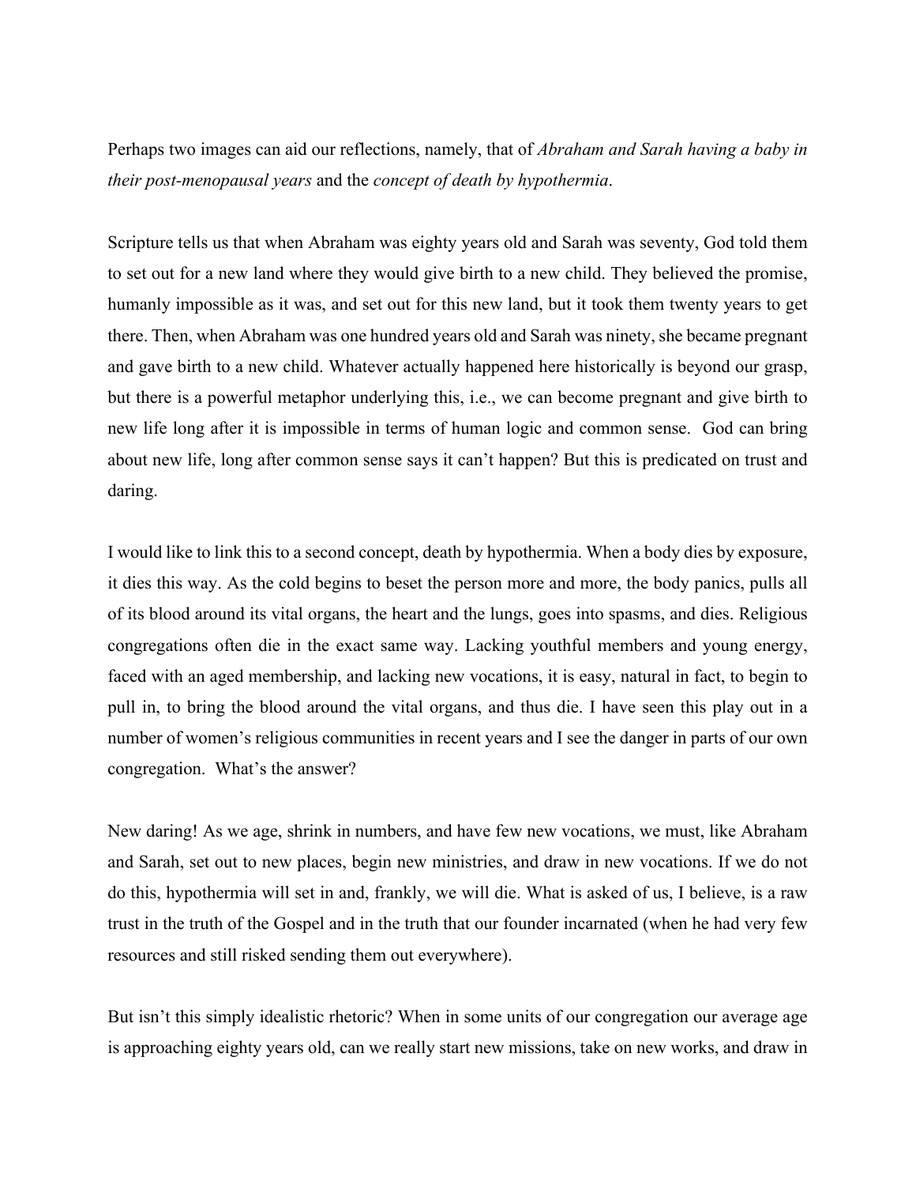Perhaps two images can aid our reflections, namely, that of *Abraham and Sarah having a baby in their post-menopausal years* and the *concept of death by hypothermia*.

Scripture tells us that when Abraham was eighty years old and Sarah was seventy, God told them to set out for a new land where they would give birth to a new child. They believed the promise, humanly impossible as it was, and set out for this new land, but it took them twenty years to get there. Then, when Abraham was one hundred years old and Sarah was ninety, she became pregnant and gave birth to a new child. Whatever actually happened here historically is beyond our grasp, but there is a powerful metaphor underlying this, i.e., we can become pregnant and give birth to new life long after it is impossible in terms of human logic and common sense. God can bring about new life, long after common sense says it can't happen? But this is predicated on trust and daring.

I would like to link this to a second concept, death by hypothermia. When a body dies by exposure, it dies this way. As the cold begins to beset the person more and more, the body panics, pulls all of its blood around its vital organs, the heart and the lungs, goes into spasms, and dies. Religious congregations often die in the exact same way. Lacking youthful members and young energy, faced with an aged membership, and lacking new vocations, it is easy, natural in fact, to begin to pull in, to bring the blood around the vital organs, and thus die. I have seen this play out in a number of women's religious communities in recent years and I see the danger in parts of our own congregation. What's the answer?

New daring! As we age, shrink in numbers, and have few new vocations, we must, like Abraham and Sarah, set out to new places, begin new ministries, and draw in new vocations. If we do not do this, hypothermia will set in and, frankly, we will die. What is asked of us, I believe, is a raw trust in the truth of the Gospel and in the truth that our founder incarnated (when he had very few resources and still risked sending them out everywhere).

But isn't this simply idealistic rhetoric? When in some units of our congregation our average age is approaching eighty years old, can we really start new missions, take on new works, and draw in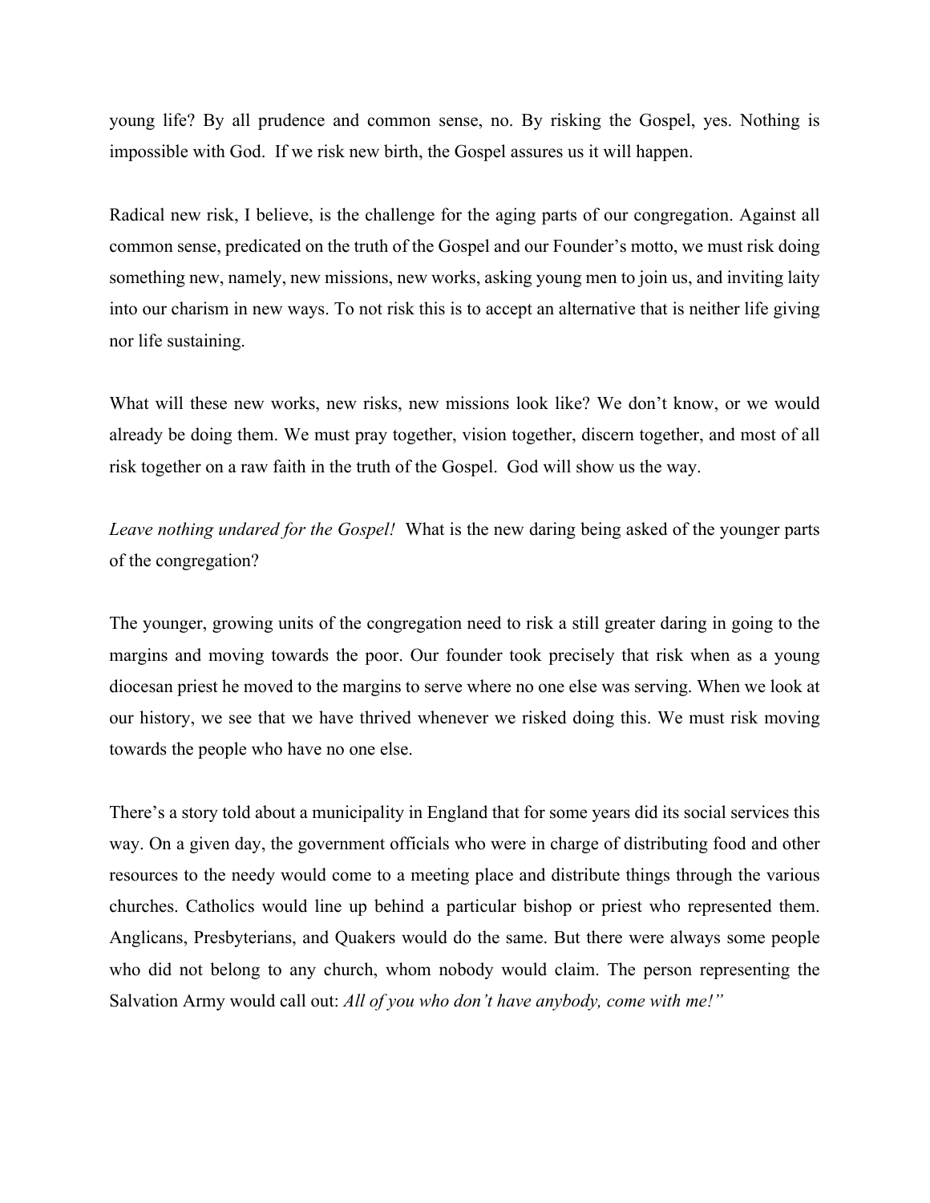young life? By all prudence and common sense, no. By risking the Gospel, yes. Nothing is impossible with God. If we risk new birth, the Gospel assures us it will happen.

Radical new risk, I believe, is the challenge for the aging parts of our congregation. Against all common sense, predicated on the truth of the Gospel and our Founder's motto, we must risk doing something new, namely, new missions, new works, asking young men to join us, and inviting laity into our charism in new ways. To not risk this is to accept an alternative that is neither life giving nor life sustaining.

What will these new works, new risks, new missions look like? We don't know, or we would already be doing them. We must pray together, vision together, discern together, and most of all risk together on a raw faith in the truth of the Gospel. God will show us the way.

*Leave nothing undared for the Gospel!* What is the new daring being asked of the younger parts of the congregation?

The younger, growing units of the congregation need to risk a still greater daring in going to the margins and moving towards the poor. Our founder took precisely that risk when as a young diocesan priest he moved to the margins to serve where no one else was serving. When we look at our history, we see that we have thrived whenever we risked doing this. We must risk moving towards the people who have no one else.

There's a story told about a municipality in England that for some years did its social services this way. On a given day, the government officials who were in charge of distributing food and other resources to the needy would come to a meeting place and distribute things through the various churches. Catholics would line up behind a particular bishop or priest who represented them. Anglicans, Presbyterians, and Quakers would do the same. But there were always some people who did not belong to any church, whom nobody would claim. The person representing the Salvation Army would call out: *All of you who don't have anybody, come with me!"*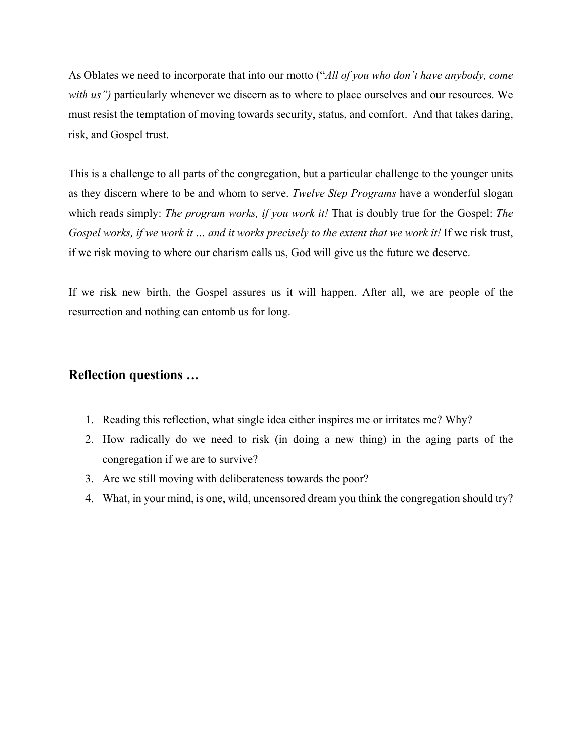As Oblates we need to incorporate that into our motto (“*All of you who don’t have anybody, come with us”)* particularly whenever we discern as to where to place ourselves and our resources. We must resist the temptation of moving towards security, status, and comfort. And that takes daring, risk, and Gospel trust.

This is a challenge to all parts of the congregation, but a particular challenge to the younger units as they discern where to be and whom to serve. *Twelve Step Programs* have a wonderful slogan which reads simply: *The program works, if you work it!* That is doubly true for the Gospel: *The Gospel works, if we work it … and it works precisely to the extent that we work it!* If we risk trust, if we risk moving to where our charism calls us, God will give us the future we deserve.

If we risk new birth, the Gospel assures us it will happen. After all, we are people of the resurrection and nothing can entomb us for long.

## Reflection questions …

1. Reading this reflection, what single idea either inspires me or irritates me? Why?
2. How radically do we need to risk (in doing a new thing) in the aging parts of the congregation if we are to survive?
3. Are we still moving with deliberateness towards the poor?
4. What, in your mind, is one, wild, uncensored dream you think the congregation should try?